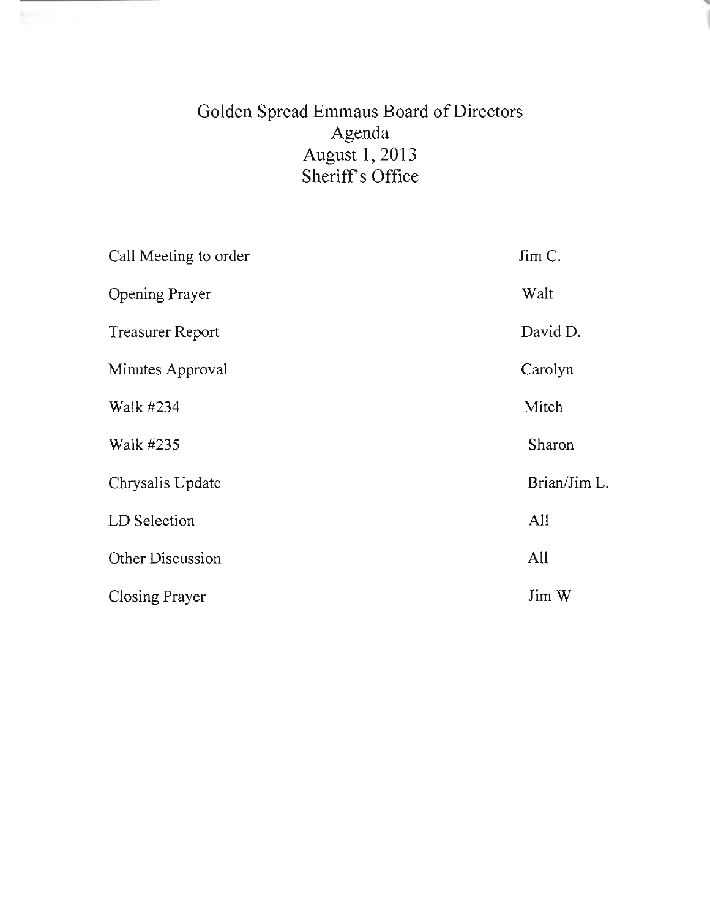# Golden Spread Emmaus Board of Directors
## Agenda
## August 1, 2013
## Sheriff's Office

| | |
|---|---|
| Call Meeting to order | Jim C. |
| Opening Prayer | Walt |
| Treasurer Report | David D. |
| Minutes Approval | Carolyn |
| Walk #234 | Mitch |
| Walk #235 | Sharon |
| Chrysalis Update | Brian/Jim L. |
| LD Selection | All |
| Other Discussion | All |
| Closing Prayer | Jim W |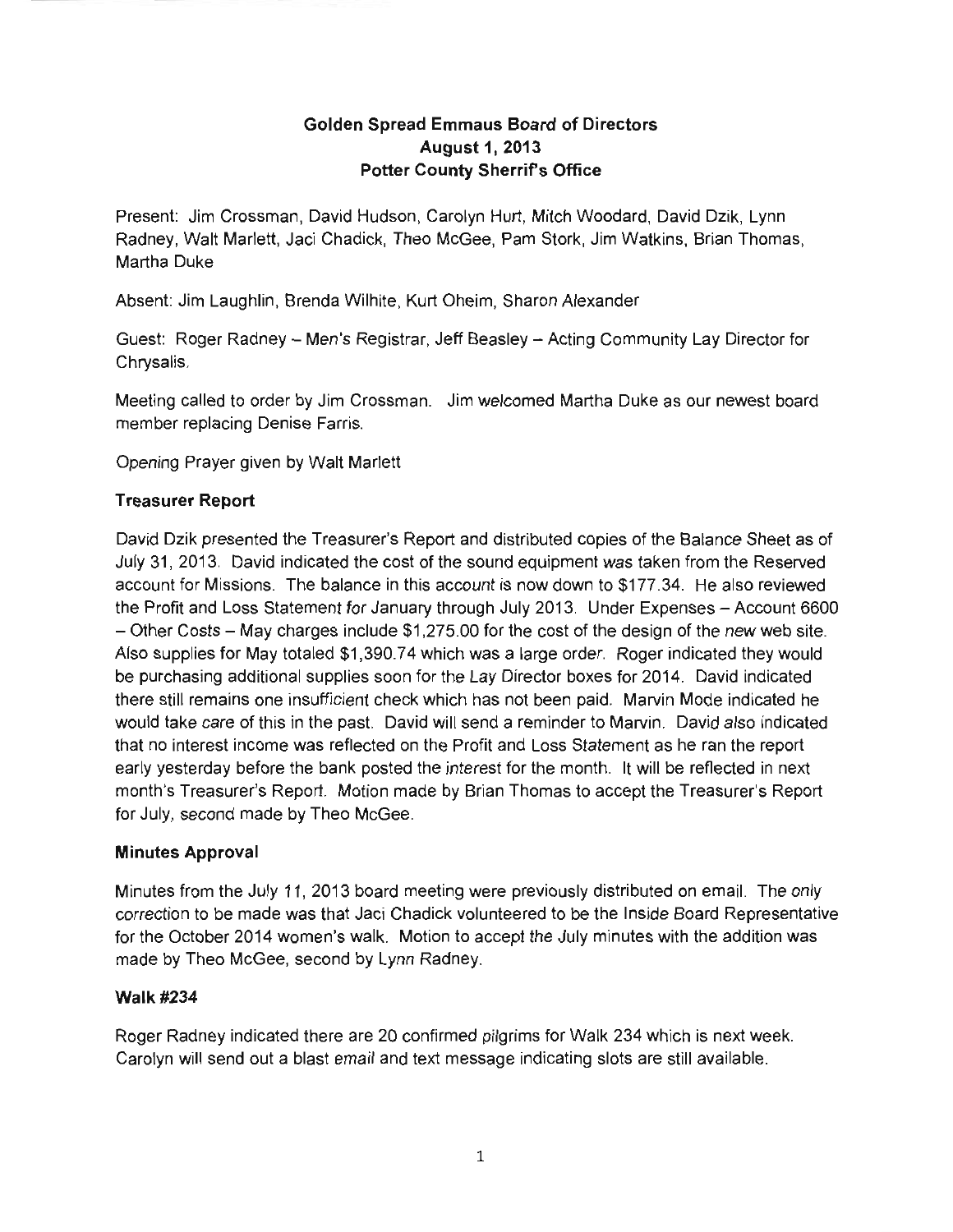## Golden Spread Emmaus Board of Directors
## August 1, 2013
## Potter County Sherrif's Office

Present: Jim Crossman, David Hudson, Carolyn Hurt, Mitch Woodard, David Dzik, Lynn Radney, Walt Marlett, Jaci Chadick, Theo McGee, Pam Stork, Jim Watkins, Brian Thomas, Martha Duke

Absent: Jim Laughlin, Brenda Wilhite, Kurt Oheim, Sharon Alexander

Guest: Roger Radney – Men's Registrar, Jeff Beasley – Acting Community Lay Director for Chrysalis.

Meeting called to order by Jim Crossman. Jim welcomed Martha Duke as our newest board member replacing Denise Farris.

Opening Prayer given by Walt Marlett

### Treasurer Report

David Dzik presented the Treasurer's Report and distributed copies of the Balance Sheet as of July 31, 2013. David indicated the cost of the sound equipment was taken from the Reserved account for Missions. The balance in this account is now down to $177.34. He also reviewed the Profit and Loss Statement for January through July 2013. Under Expenses – Account 6600 – Other Costs – May charges include $1,275.00 for the cost of the design of the new web site. Also supplies for May totaled $1,390.74 which was a large order. Roger indicated they would be purchasing additional supplies soon for the Lay Director boxes for 2014. David indicated there still remains one insufficient check which has not been paid. Marvin Mode indicated he would take care of this in the past. David will send a reminder to Marvin. David also indicated that no interest income was reflected on the Profit and Loss Statement as he ran the report early yesterday before the bank posted the interest for the month. It will be reflected in next month's Treasurer's Report. Motion made by Brian Thomas to accept the Treasurer's Report for July, second made by Theo McGee.

### Minutes Approval

Minutes from the July 11, 2013 board meeting were previously distributed on email. The only correction to be made was that Jaci Chadick volunteered to be the Inside Board Representative for the October 2014 women's walk. Motion to accept the July minutes with the addition was made by Theo McGee, second by Lynn Radney.

### Walk #234

Roger Radney indicated there are 20 confirmed pilgrims for Walk 234 which is next week. Carolyn will send out a blast email and text message indicating slots are still available.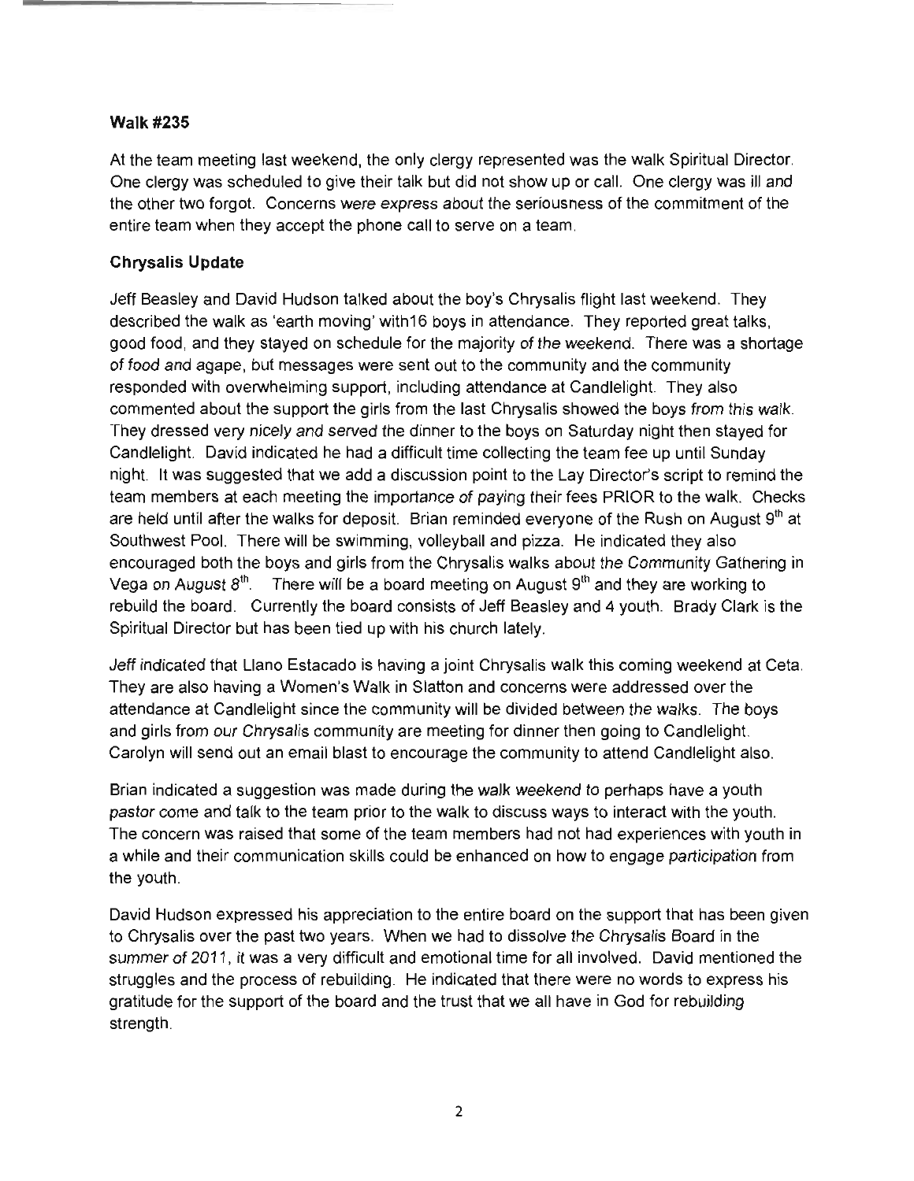**Walk #235**

At the team meeting last weekend, the only clergy represented was the walk Spiritual Director. One clergy was scheduled to give their talk but did not show up or call. One clergy was ill and the other two forgot. Concerns were express about the seriousness of the commitment of the entire team when they accept the phone call to serve on a team.

**Chrysalis Update**

Jeff Beasley and David Hudson talked about the boy's Chrysalis flight last weekend. They described the walk as 'earth moving' with16 boys in attendance. They reported great talks, good food, and they stayed on schedule for the majority of the weekend. There was a shortage of food and agape, but messages were sent out to the community and the community responded with overwhelming support, including attendance at Candlelight. They also commented about the support the girls from the last Chrysalis showed the boys from this walk. They dressed very nicely and served the dinner to the boys on Saturday night then stayed for Candlelight. David indicated he had a difficult time collecting the team fee up until Sunday night. It was suggested that we add a discussion point to the Lay Director's script to remind the team members at each meeting the importance of paying their fees PRIOR to the walk. Checks are held until after the walks for deposit. Brian reminded everyone of the Rush on August 9th at Southwest Pool. There will be swimming, volleyball and pizza. He indicated they also encouraged both the boys and girls from the Chrysalis walks about the Community Gathering in Vega on August 8th. There will be a board meeting on August 9th and they are working to rebuild the board. Currently the board consists of Jeff Beasley and 4 youth. Brady Clark is the Spiritual Director but has been tied up with his church lately.

Jeff indicated that Llano Estacado is having a joint Chrysalis walk this coming weekend at Ceta. They are also having a Women's Walk in Slatton and concerns were addressed over the attendance at Candlelight since the community will be divided between the walks. The boys and girls from our Chrysalis community are meeting for dinner then going to Candlelight. Carolyn will send out an email blast to encourage the community to attend Candlelight also.

Brian indicated a suggestion was made during the walk weekend to perhaps have a youth pastor come and talk to the team prior to the walk to discuss ways to interact with the youth. The concern was raised that some of the team members had not had experiences with youth in a while and their communication skills could be enhanced on how to engage participation from the youth.

David Hudson expressed his appreciation to the entire board on the support that has been given to Chrysalis over the past two years. When we had to dissolve the Chrysalis Board in the summer of 2011, it was a very difficult and emotional time for all involved. David mentioned the struggles and the process of rebuilding. He indicated that there were no words to express his gratitude for the support of the board and the trust that we all have in God for rebuilding strength.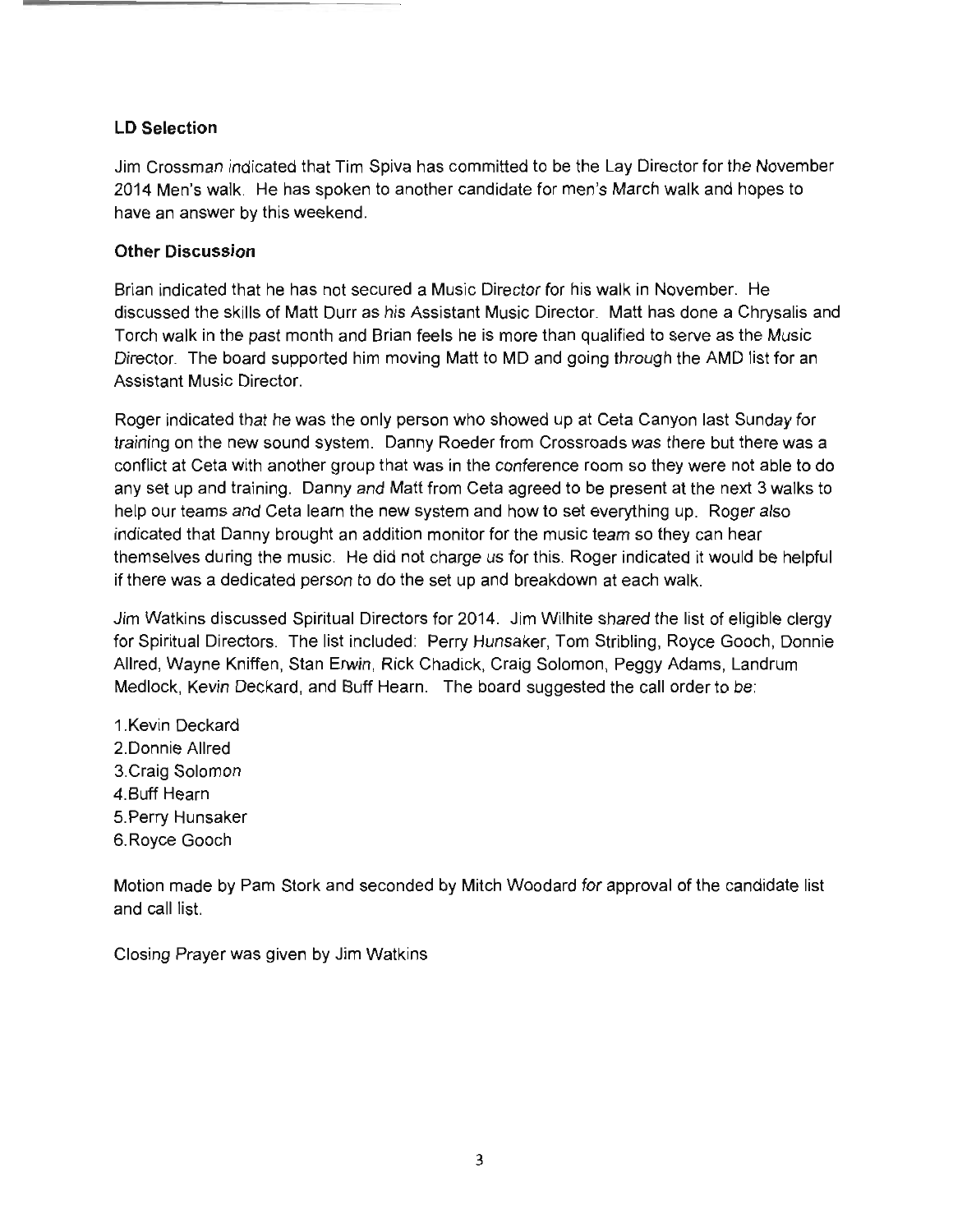### LD Selection

Jim Crossman indicated that Tim Spiva has committed to be the Lay Director for the November 2014 Men's walk. He has spoken to another candidate for men's March walk and hopes to have an answer by this weekend.

### Other Discussion

Brian indicated that he has not secured a Music Director for his walk in November. He discussed the skills of Matt Durr as his Assistant Music Director. Matt has done a Chrysalis and Torch walk in the past month and Brian feels he is more than qualified to serve as the Music Director. The board supported him moving Matt to MD and going through the AMD list for an Assistant Music Director.

Roger indicated that he was the only person who showed up at Ceta Canyon last Sunday for training on the new sound system. Danny Roeder from Crossroads was there but there was a conflict at Ceta with another group that was in the conference room so they were not able to do any set up and training. Danny and Matt from Ceta agreed to be present at the next 3 walks to help our teams and Ceta learn the new system and how to set everything up. Roger also indicated that Danny brought an addition monitor for the music team so they can hear themselves during the music. He did not charge us for this. Roger indicated it would be helpful if there was a dedicated person to do the set up and breakdown at each walk.

Jim Watkins discussed Spiritual Directors for 2014. Jim Wilhite shared the list of eligible clergy for Spiritual Directors. The list included: Perry Hunsaker, Tom Stribling, Royce Gooch, Donnie Allred, Wayne Kniffen, Stan Erwin, Rick Chadick, Craig Solomon, Peggy Adams, Landrum Medlock, Kevin Deckard, and Buff Hearn. The board suggested the call order to be:

1. Kevin Deckard
2. Donnie Allred
3. Craig Solomon
4. Buff Hearn
5. Perry Hunsaker
6. Royce Gooch

Motion made by Pam Stork and seconded by Mitch Woodard for approval of the candidate list and call list.

Closing Prayer was given by Jim Watkins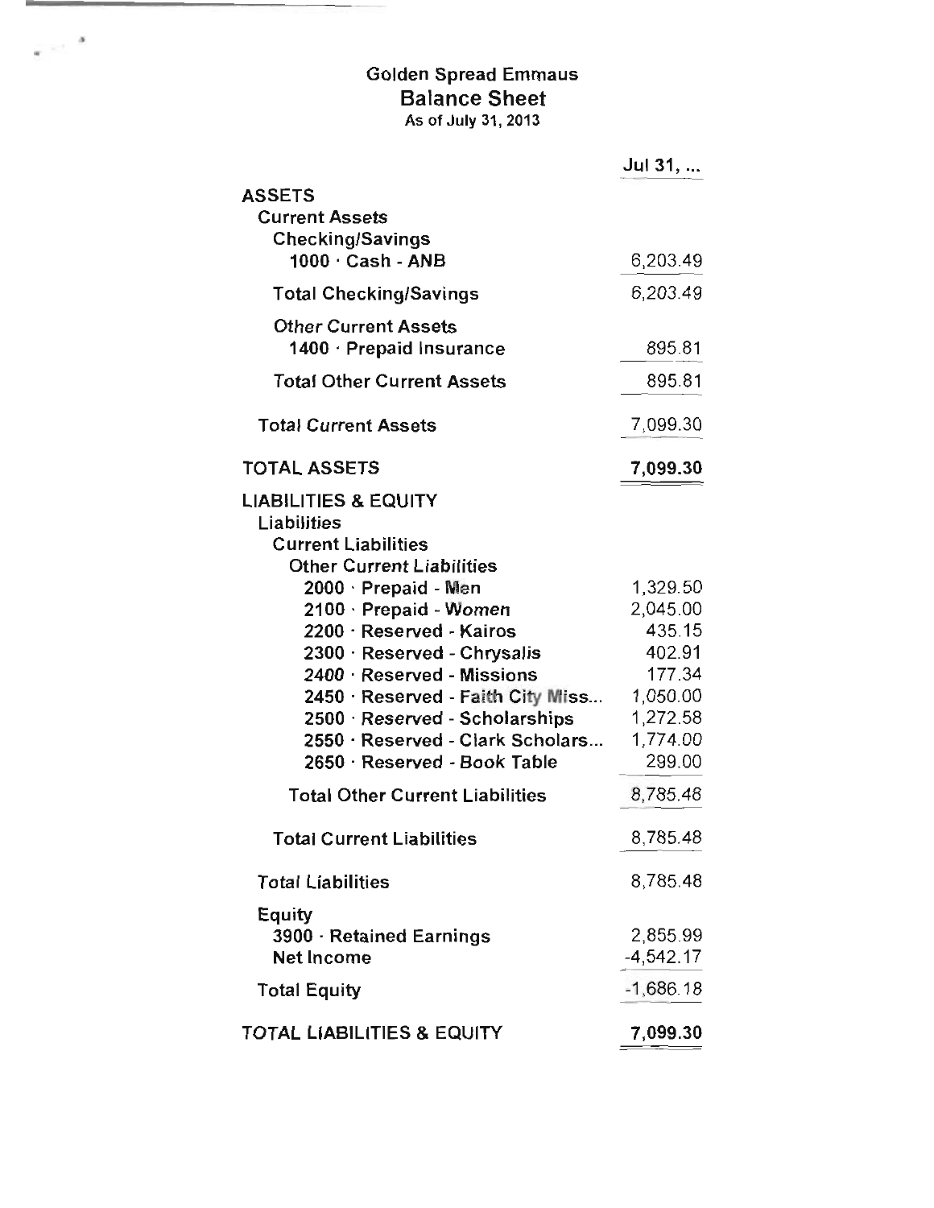# Golden Spread Emmaus
## Balance Sheet
As of July 31, 2013

| | Jul 31, ... |
|---|---|
| **ASSETS** | |
| **Current Assets** | |
| **Checking/Savings** | |
| **1000 · Cash - ANB** | 6,203.49 |
| **Total Checking/Savings** | 6,203.49 |
| **Other Current Assets** | |
| **1400 · Prepaid Insurance** | 895.81 |
| **Total Other Current Assets** | 895.81 |
| **Total Current Assets** | 7,099.30 |
| **TOTAL ASSETS** | **7,099.30** |
| **LIABILITIES & EQUITY** | |
| **Liabilities** | |
| **Current Liabilities** | |
| **Other Current Liabilities** | |
| **2000 · Prepaid - Men** | 1,329.50 |
| **2100 · Prepaid - Women** | 2,045.00 |
| **2200 · Reserved - Kairos** | 435.15 |
| **2300 · Reserved - Chrysalis** | 402.91 |
| **2400 · Reserved - Missions** | 177.34 |
| **2450 · Reserved - Faith City Miss...** | 1,050.00 |
| **2500 · Reserved - Scholarships** | 1,272.58 |
| **2550 · Reserved - Clark Scholars...** | 1,774.00 |
| **2650 · Reserved - Book Table** | 299.00 |
| **Total Other Current Liabilities** | 8,785.48 |
| **Total Current Liabilities** | 8,785.48 |
| **Total Liabilities** | 8,785.48 |
| **Equity** | |
| **3900 · Retained Earnings** | 2,855.99 |
| **Net Income** | -4,542.17 |
| **Total Equity** | -1,686.18 |
| **TOTAL LIABILITIES & EQUITY** | **7,099.30** |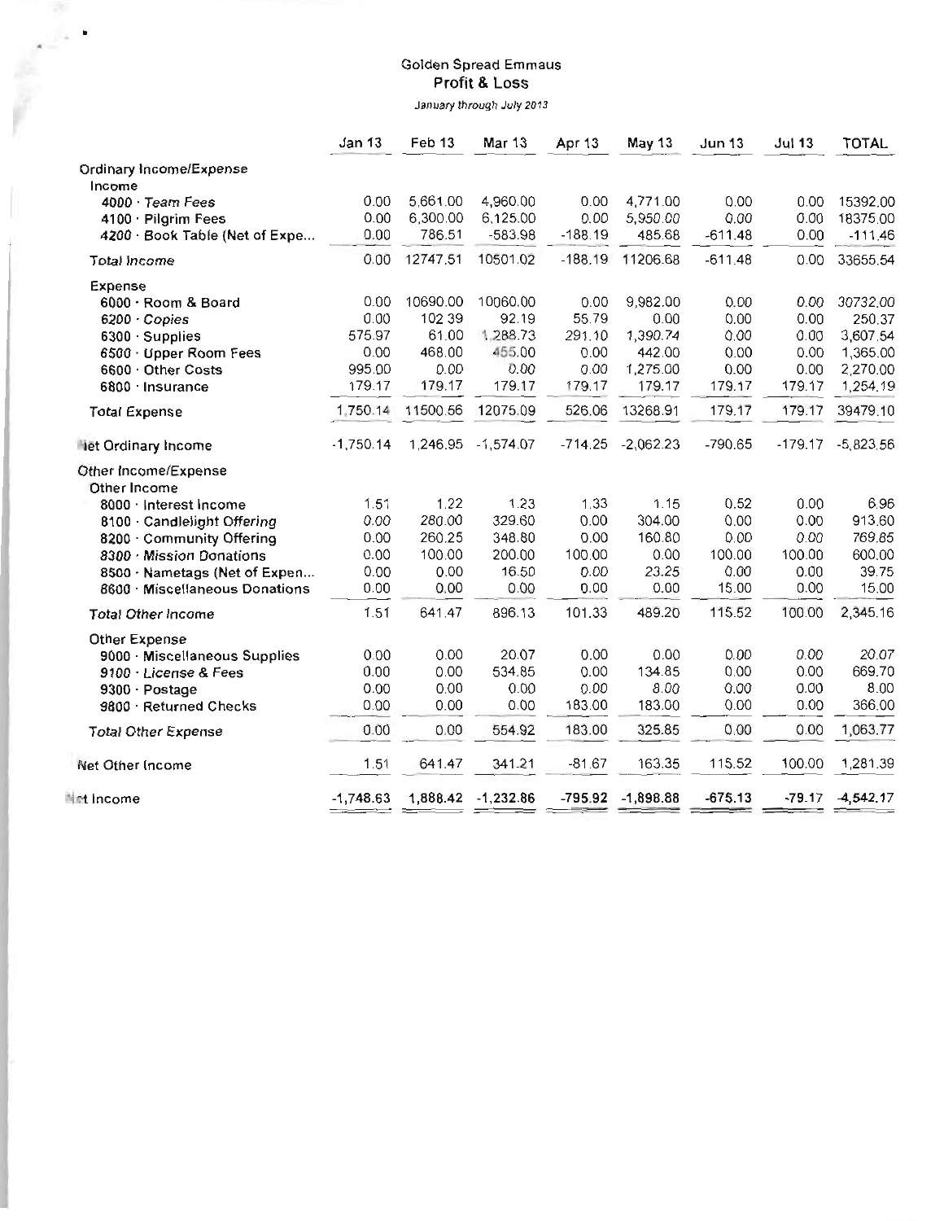Golden Spread Emmaus

**Profit & Loss**

*January through July 2013*

| | Jan 13 | Feb 13 | Mar 13 | Apr 13 | May 13 | Jun 13 | Jul 13 | TOTAL |
|---|---|---|---|---|---|---|---|---|
| Ordinary Income/Expense | | | | | | | | |
| Income | | | | | | | | |
| 4000 · Team Fees | 0.00 | 5,661.00 | 4,960.00 | 0.00 | 4,771.00 | 0.00 | 0.00 | 15392.00 |
| 4100 · Pilgrim Fees | 0.00 | 6,300.00 | 6,125.00 | 0.00 | 5,950.00 | 0.00 | 0.00 | 18375.00 |
| 4200 · Book Table (Net of Expe... | 0.00 | 786.51 | -583.98 | -188.19 | 485.68 | -611.48 | 0.00 | -111.46 |
| Total Income | 0.00 | 12747.51 | 10501.02 | -188.19 | 11206.68 | -611.48 | 0.00 | 33655.54 |
| Expense | | | | | | | | |
| 6000 · Room & Board | 0.00 | 10690.00 | 10060.00 | 0.00 | 9,982.00 | 0.00 | 0.00 | 30732.00 |
| 6200 · Copies | 0.00 | 102.39 | 92.19 | 55.79 | 0.00 | 0.00 | 0.00 | 250.37 |
| 6300 · Supplies | 575.97 | 61.00 | 1,288.73 | 291.10 | 1,390.74 | 0.00 | 0.00 | 3,607.54 |
| 6500 · Upper Room Fees | 0.00 | 468.00 | 455.00 | 0.00 | 442.00 | 0.00 | 0.00 | 1,365.00 |
| 6600 · Other Costs | 995.00 | 0.00 | 0.00 | 0.00 | 1,275.00 | 0.00 | 0.00 | 2,270.00 |
| 6800 · Insurance | 179.17 | 179.17 | 179.17 | 179.17 | 179.17 | 179.17 | 179.17 | 1,254.19 |
| Total Expense | 1,750.14 | 11500.56 | 12075.09 | 526.06 | 13268.91 | 179.17 | 179.17 | 39479.10 |
| Net Ordinary Income | -1,750.14 | 1,246.95 | -1,574.07 | -714.25 | -2,062.23 | -790.65 | -179.17 | -5,823.56 |
| Other Income/Expense | | | | | | | | |
| Other Income | | | | | | | | |
| 8000 · Interest Income | 1.51 | 1.22 | 1.23 | 1.33 | 1.15 | 0.52 | 0.00 | 6.96 |
| 8100 · Candlelight Offering | 0.00 | 280.00 | 329.60 | 0.00 | 304.00 | 0.00 | 0.00 | 913.60 |
| 8200 · Community Offering | 0.00 | 260.25 | 348.80 | 0.00 | 160.80 | 0.00 | 0.00 | 769.85 |
| 8300 · Mission Donations | 0.00 | 100.00 | 200.00 | 100.00 | 0.00 | 100.00 | 100.00 | 600.00 |
| 8500 · Nametags (Net of Expen... | 0.00 | 0.00 | 16.50 | 0.00 | 23.25 | 0.00 | 0.00 | 39.75 |
| 8600 · Miscellaneous Donations | 0.00 | 0.00 | 0.00 | 0.00 | 0.00 | 15.00 | 0.00 | 15.00 |
| Total Other Income | 1.51 | 641.47 | 896.13 | 101.33 | 489.20 | 115.52 | 100.00 | 2,345.16 |
| Other Expense | | | | | | | | |
| 9000 · Miscellaneous Supplies | 0.00 | 0.00 | 20.07 | 0.00 | 0.00 | 0.00 | 0.00 | 20.07 |
| 9100 · License & Fees | 0.00 | 0.00 | 534.85 | 0.00 | 134.85 | 0.00 | 0.00 | 669.70 |
| 9300 · Postage | 0.00 | 0.00 | 0.00 | 0.00 | 8.00 | 0.00 | 0.00 | 8.00 |
| 9800 · Returned Checks | 0.00 | 0.00 | 0.00 | 183.00 | 183.00 | 0.00 | 0.00 | 366.00 |
| Total Other Expense | 0.00 | 0.00 | 554.92 | 183.00 | 325.85 | 0.00 | 0.00 | 1,063.77 |
| Net Other Income | 1.51 | 641.47 | 341.21 | -81.67 | 163.35 | 115.52 | 100.00 | 1,281.39 |
| Net Income | -1,748.63 | 1,888.42 | -1,232.86 | -795.92 | -1,898.88 | -675.13 | -79.17 | -4,542.17 |